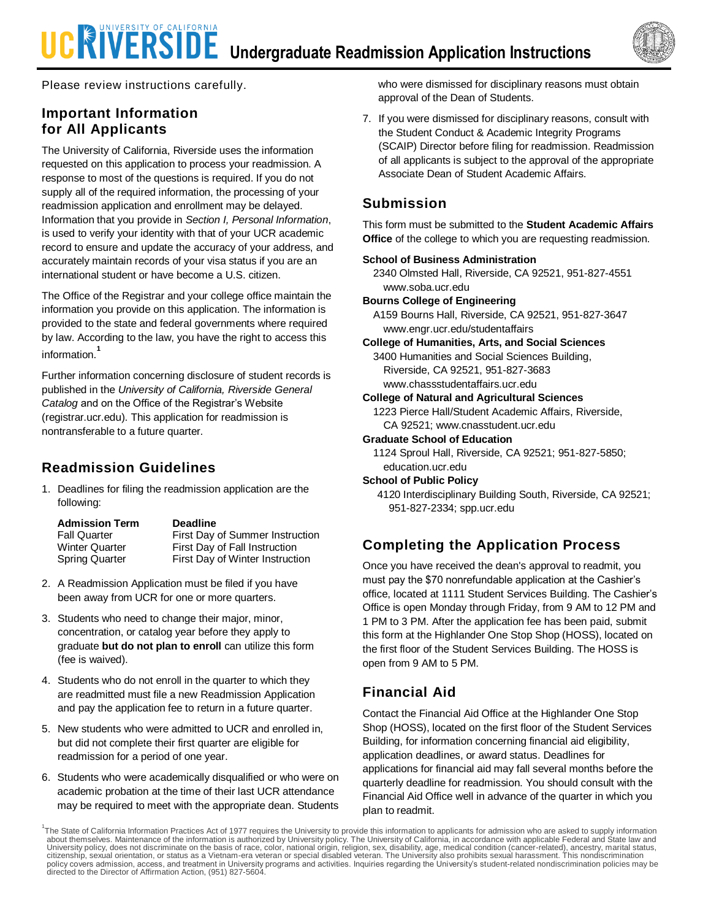# UC RIVERSIDE Undergraduate Readmission Application Instructions

Please review instructions carefully.

## Important Information for All Applicants

The University of California, Riverside uses the information requested on this application to process your readmission. A response to most of the questions is required. If you do not supply all of the required information, the processing of your readmission application and enrollment may be delayed. Information that you provide in *Section I, Personal Information*, is used to verify your identity with that of your UCR academic record to ensure and update the accuracy of your address, and accurately maintain records of your visa status if you are an international student or have become a U.S. citizen.

The Office of the Registrar and your college office maintain the information you provide on this application. The information is provided to the state and federal governments where required by law. According to the law, you have the right to access this information.[1]

Further information concerning disclosure of student records is published in the *University of California, Riverside General Catalog* and on the Office of the Registrar's Website (registrar.ucr.edu). This application for readmission is nontransferable to a future quarter.

## Readmission Guidelines

1. Deadlines for filing the readmission application are the following:

| Admission Term | Deadline |
|---|---|
| Fall Quarter | First Day of Summer Instruction |
| Winter Quarter | First Day of Fall Instruction |
| Spring Quarter | First Day of Winter Instruction |

2. A Readmission Application must be filed if you have been away from UCR for one or more quarters.
3. Students who need to change their major, minor, concentration, or catalog year before they apply to graduate **but do not plan to enroll** can utilize this form (fee is waived).
4. Students who do not enroll in the quarter to which they are readmitted must file a new Readmission Application and pay the application fee to return in a future quarter.
5. New students who were admitted to UCR and enrolled in, but did not complete their first quarter are eligible for readmission for a period of one year.
6. Students who were academically disqualified or who were on academic probation at the time of their last UCR attendance may be required to meet with the appropriate dean. Students who were dismissed for disciplinary reasons must obtain approval of the Dean of Students.
7. If you were dismissed for disciplinary reasons, consult with the Student Conduct & Academic Integrity Programs (SCAIP) Director before filing for readmission. Readmission of all applicants is subject to the approval of the appropriate Associate Dean of Student Academic Affairs.

## Submission

This form must be submitted to the **Student Academic Affairs Office** of the college to which you are requesting readmission.

**School of Business Administration**
2340 Olmsted Hall, Riverside, CA 92521, 951-827-4551
www.soba.ucr.edu

**Bourns College of Engineering**
A159 Bourns Hall, Riverside, CA 92521, 951-827-3647
www.engr.ucr.edu/studentaffairs

**College of Humanities, Arts, and Social Sciences**
3400 Humanities and Social Sciences Building, Riverside, CA 92521, 951-827-3683
www.chassstudentaffairs.ucr.edu

**College of Natural and Agricultural Sciences**
1223 Pierce Hall/Student Academic Affairs, Riverside, CA 92521; www.cnasstudent.ucr.edu

**Graduate School of Education**
1124 Sproul Hall, Riverside, CA 92521; 951-827-5850; education.ucr.edu

**School of Public Policy**
4120 Interdisciplinary Building South, Riverside, CA 92521; 951-827-2334; spp.ucr.edu

## Completing the Application Process

Once you have received the dean's approval to readmit, you must pay the $70 nonrefundable application at the Cashier's office, located at 1111 Student Services Building. The Cashier's Office is open Monday through Friday, from 9 AM to 12 PM and 1 PM to 3 PM. After the application fee has been paid, submit this form at the Highlander One Stop Shop (HOSS), located on the first floor of the Student Services Building. The HOSS is open from 9 AM to 5 PM.

## Financial Aid

Contact the Financial Aid Office at the Highlander One Stop Shop (HOSS), located on the first floor of the Student Services Building, for information concerning financial aid eligibility, application deadlines, or award status. Deadlines for applications for financial aid may fall several months before the quarterly deadline for readmission. You should consult with the Financial Aid Office well in advance of the quarter in which you plan to readmit.

[1] The State of California Information Practices Act of 1977 requires the University to provide this information to applicants for admission who are asked to supply information about themselves. Maintenance of the information is authorized by University policy. The University of California, in accordance with applicable Federal and State law and University policy, does not discriminate on the basis of race, color, national origin, religion, sex, disability, age, medical condition (cancer-related), ancestry, marital status, citizenship, sexual orientation, or status as a Vietnam-era veteran or special disabled veteran. The University also prohibits sexual harassment. This nondiscrimination policy covers admission, access, and treatment in University programs and activities. Inquiries regarding the University's student-related nondiscrimination policies may be directed to the Director of Affirmation Action, (951) 827-5604.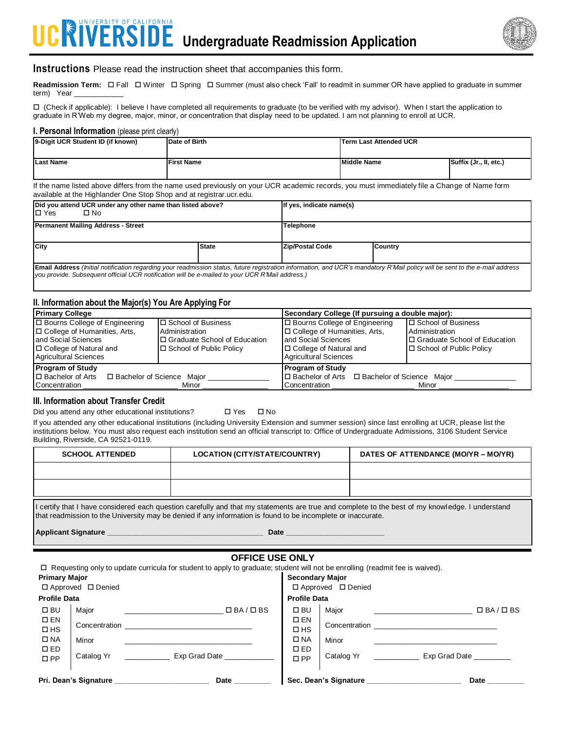# UC RIVERSIDE Undergraduate Readmission Application

UNIVERSITY OF CALIFORNIA

**Instructions** Please read the instruction sheet that accompanies this form.

**Readmission Term:** ☐ Fall ☐ Winter ☐ Spring ☐ Summer (must also check 'Fall' to readmit in summer OR have applied to graduate in summer term) Year ___________

☐ (Check if applicable): I believe I have completed all requirements to graduate (to be verified with my advisor). When I start the application to graduate in R'Web my degree, major, minor, or concentration that display need to be updated. I am not planning to enroll at UCR.

## I. Personal Information (please print clearly)

| | | | |
|---|---|---|---|
| **9-Digit UCR Student ID (if known)** | **Date of Birth** | **Term Last Attended UCR** | |
| **Last Name** | **First Name** | **Middle Name** | **Suffix (Jr., II, etc.)** |

If the name listed above differs from the name used previously on your UCR academic records, you must immediately file a Change of Name form available at the Highlander One Stop Shop and at registrar.ucr.edu.

| | | | |
|---|---|---|---|
| **Did you attend UCR under any other name than listed above?** ☐ Yes ☐ No | | **If yes, indicate name(s)** | |
| **Permanent Mailing Address - Street** | | **Telephone** | |
| **City** | **State** | **Zip/Postal Code** | **Country** |
| **Email Address** *(Initial notification regarding your readmission status, future registration information, and UCR's mandatory R'Mail policy will be sent to the e-mail address you provide. Subsequent official UCR notification will be e-mailed to your UCR R'Mail address.)* | | | |

## II. Information about the Major(s) You Are Applying For

| | | | |
|---|---|---|---|
| **Primary College** | | **Secondary College (If pursuing a double major):** | |
| ☐ Bourns College of Engineering<br>☐ College of Humanities, Arts, and Social Sciences<br>☐ College of Natural and Agricultural Sciences | ☐ School of Business Administration<br>☐ Graduate School of Education<br>☐ School of Public Policy | ☐ Bourns College of Engineering<br>☐ College of Humanities, Arts, and Social Sciences<br>☐ College of Natural and Agricultural Sciences | ☐ School of Business Administration<br>☐ Graduate School of Education<br>☐ School of Public Policy |
| **Program of Study**<br>☐ Bachelor of Arts ☐ Bachelor of Science Major _______________<br>Concentration ______________________ Minor _______________ | | **Program of Study**<br>☐ Bachelor of Arts ☐ Bachelor of Science Major _______________<br>Concentration ______________________ Minor _______________ | |

## III. Information about Transfer Credit

Did you attend any other educational institutions? ☐ Yes ☐ No

If you attended any other educational institutions (including University Extension and summer session) since last enrolling at UCR, please list the institutions below. You must also request each institution send an official transcript to: Office of Undergraduate Admissions, 3106 Student Service Building, Riverside, CA 92521-0119.

| SCHOOL ATTENDED | LOCATION (CITY/STATE/COUNTRY) | DATES OF ATTENDANCE (MO/YR – MO/YR) |
|---|---|---|
| | | |
| | | |

I certify that I have considered each question carefully and that my statements are true and complete to the best of my knowledge. I understand that readmission to the University may be denied if any information is found to be incomplete or inaccurate.

**Applicant Signature** ___________________________________ **Date** _______________________

## OFFICE USE ONLY

☐ Requesting only to update curricula for student to apply to graduate; student will not be enrolling (readmit fee is waived).

**Primary Major**

☐ Approved ☐ Denied

**Profile Data**

| | |
|---|---|
| ☐ BU<br>☐ EN<br>☐ HS<br>☐ NA<br>☐ ED<br>☐ PP | Major _______________________ ☐ BA / ☐ BS<br>Concentration _____________________________<br>Minor _____________________________<br>Catalog Yr ___________ Exp Grad Date ____________ |

**Pri. Dean's Signature** _______________________ **Date** _________

**Secondary Major**

☐ Approved ☐ Denied

**Profile Data**

| | |
|---|---|
| ☐ BU<br>☐ EN<br>☐ HS<br>☐ NA<br>☐ ED<br>☐ PP | Major _______________________ ☐ BA / ☐ BS<br>Concentration _____________________________<br>Minor _____________________________<br>Catalog Yr ___________ Exp Grad Date _________ |

**Sec. Dean's Signature** _______________________ **Date** _________